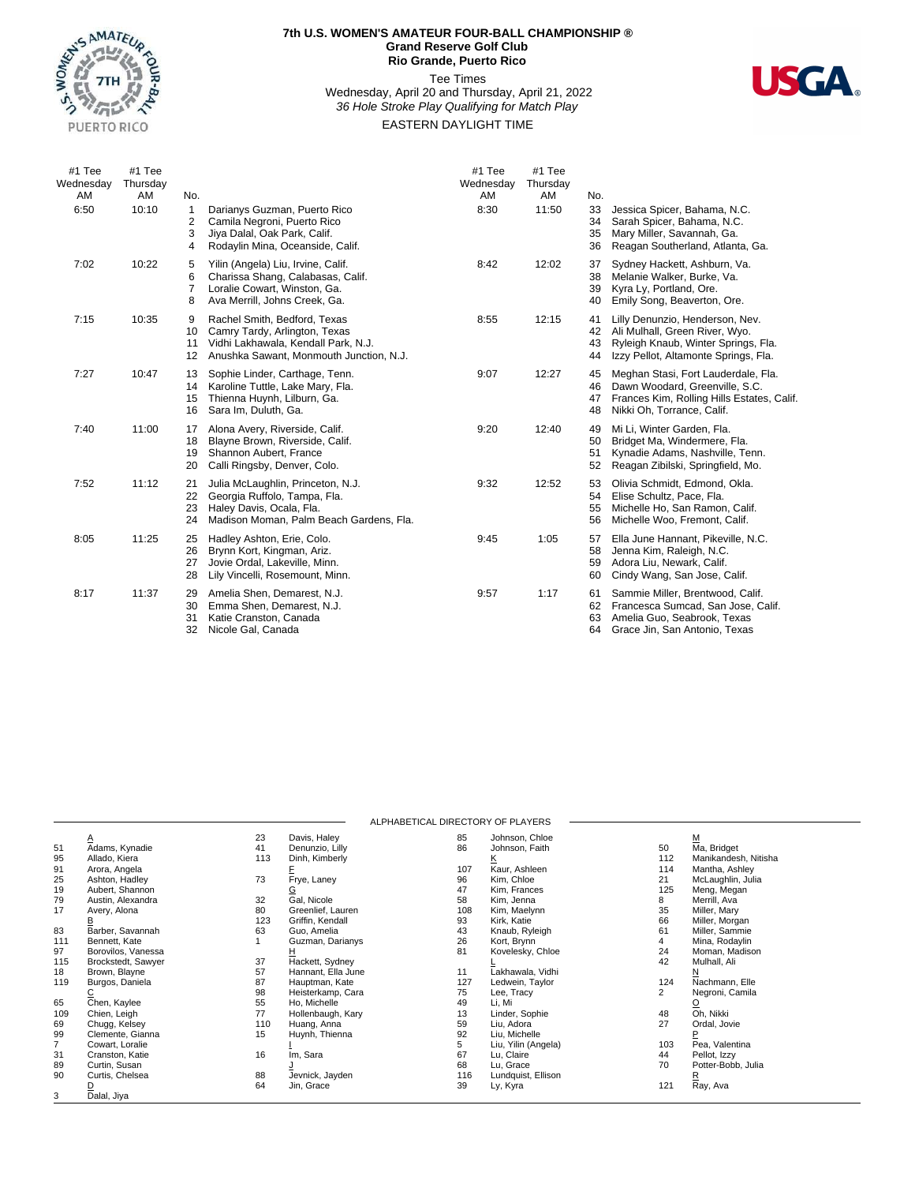# 7th U.S. WOMEN'S AMATEUR FOUR-BALL CHAMPIONSHIP ®

**Grand Reserve Golf Club**
**Rio Grande, Puerto Rico**

Tee Times
Wednesday, April 20 and Thursday, April 21, 2022
*36 Hole Stroke Play Qualifying for Match Play*
EASTERN DAYLIGHT TIME

| #1 Tee Wednesday AM | #1 Tee Thursday AM | No. | Player |
|---|---|---|---|
| 6:50 | 10:10 | 1 | Darianys Guzman, Puerto Rico |
| | | 2 | Camila Negroni, Puerto Rico |
| | | 3 | Jiya Dalal, Oak Park, Calif. |
| | | 4 | Rodaylin Mina, Oceanside, Calif. |
| 7:02 | 10:22 | 5 | Yilin (Angela) Liu, Irvine, Calif. |
| | | 6 | Charissa Shang, Calabasas, Calif. |
| | | 7 | Loralie Cowart, Winston, Ga. |
| | | 8 | Ava Merrill, Johns Creek, Ga. |
| 7:15 | 10:35 | 9 | Rachel Smith, Bedford, Texas |
| | | 10 | Camry Tardy, Arlington, Texas |
| | | 11 | Vidhi Lakhawala, Kendall Park, N.J. |
| | | 12 | Anushka Sawant, Monmouth Junction, N.J. |
| 7:27 | 10:47 | 13 | Sophie Linder, Carthage, Tenn. |
| | | 14 | Karoline Tuttle, Lake Mary, Fla. |
| | | 15 | Thienna Huynh, Lilburn, Ga. |
| | | 16 | Sara Im, Duluth, Ga. |
| 7:40 | 11:00 | 17 | Alona Avery, Riverside, Calif. |
| | | 18 | Blayne Brown, Riverside, Calif. |
| | | 19 | Shannon Aubert, France |
| | | 20 | Calli Ringsby, Denver, Colo. |
| 7:52 | 11:12 | 21 | Julia McLaughlin, Princeton, N.J. |
| | | 22 | Georgia Ruffolo, Tampa, Fla. |
| | | 23 | Haley Davis, Ocala, Fla. |
| | | 24 | Madison Moman, Palm Beach Gardens, Fla. |
| 8:05 | 11:25 | 25 | Hadley Ashton, Erie, Colo. |
| | | 26 | Brynn Kort, Kingman, Ariz. |
| | | 27 | Jovie Ordal, Lakeville, Minn. |
| | | 28 | Lily Vincelli, Rosemount, Minn. |
| 8:17 | 11:37 | 29 | Amelia Shen, Demarest, N.J. |
| | | 30 | Emma Shen, Demarest, N.J. |
| | | 31 | Katie Cranston, Canada |
| | | 32 | Nicole Gal, Canada |
| 8:30 | 11:50 | 33 | Jessica Spicer, Bahama, N.C. |
| | | 34 | Sarah Spicer, Bahama, N.C. |
| | | 35 | Mary Miller, Savannah, Ga. |
| | | 36 | Reagan Southerland, Atlanta, Ga. |
| 8:42 | 12:02 | 37 | Sydney Hackett, Ashburn, Va. |
| | | 38 | Melanie Walker, Burke, Va. |
| | | 39 | Kyra Ly, Portland, Ore. |
| | | 40 | Emily Song, Beaverton, Ore. |
| 8:55 | 12:15 | 41 | Lilly Denunzio, Henderson, Nev. |
| | | 42 | Ali Mulhall, Green River, Wyo. |
| | | 43 | Ryleigh Knaub, Winter Springs, Fla. |
| | | 44 | Izzy Pellot, Altamonte Springs, Fla. |
| 9:07 | 12:27 | 45 | Meghan Stasi, Fort Lauderdale, Fla. |
| | | 46 | Dawn Woodard, Greenville, S.C. |
| | | 47 | Frances Kim, Rolling Hills Estates, Calif. |
| | | 48 | Nikki Oh, Torrance, Calif. |
| 9:20 | 12:40 | 49 | Mi Li, Winter Garden, Fla. |
| | | 50 | Bridget Ma, Windermere, Fla. |
| | | 51 | Kynadie Adams, Nashville, Tenn. |
| | | 52 | Reagan Zibilski, Springfield, Mo. |
| 9:32 | 12:52 | 53 | Olivia Schmidt, Edmond, Okla. |
| | | 54 | Elise Schultz, Pace, Fla. |
| | | 55 | Michelle Ho, San Ramon, Calif. |
| | | 56 | Michelle Woo, Fremont, Calif. |
| 9:45 | 1:05 | 57 | Ella June Hannant, Pikeville, N.C. |
| | | 58 | Jenna Kim, Raleigh, N.C. |
| | | 59 | Adora Liu, Newark, Calif. |
| | | 60 | Cindy Wang, San Jose, Calif. |
| 9:57 | 1:17 | 61 | Sammie Miller, Brentwood, Calif. |
| | | 62 | Francesca Sumcad, San Jose, Calif. |
| | | 63 | Amelia Guo, Seabrook, Texas |
| | | 64 | Grace Jin, San Antonio, Texas |

## ALPHABETICAL DIRECTORY OF PLAYERS

| No. | Player |
|---|---|
| | **A** |
| 51 | Adams, Kynadie |
| 95 | Allado, Kiera |
| 91 | Arora, Angela |
| 25 | Ashton, Hadley |
| 19 | Aubert, Shannon |
| 79 | Austin, Alexandra |
| 17 | Avery, Alona |
| | **B** |
| 83 | Barber, Savannah |
| 111 | Bennett, Kate |
| 97 | Borovilos, Vanessa |
| 115 | Brockstedt, Sawyer |
| 18 | Brown, Blayne |
| 119 | Burgos, Daniela |
| | **C** |
| 65 | Chen, Kaylee |
| 109 | Chien, Leigh |
| 69 | Chugg, Kelsey |
| 99 | Clemente, Gianna |
| 7 | Cowart, Loralie |
| 31 | Cranston, Katie |
| 89 | Curtin, Susan |
| 90 | Curtis, Chelsea |
| | **D** |
| 3 | Dalal, Jiya |
| 23 | Davis, Haley |
| 41 | Denunzio, Lilly |
| 113 | Dinh, Kimberly |
| | **F** |
| 73 | Frye, Laney |
| | **G** |
| 32 | Gal, Nicole |
| 80 | Greenlief, Lauren |
| 123 | Griffin, Kendall |
| 63 | Guo, Amelia |
| 1 | Guzman, Darianys |
| | **H** |
| 37 | Hackett, Sydney |
| 57 | Hannant, Ella June |
| 87 | Hauptman, Kate |
| 98 | Heisterkamp, Cara |
| 55 | Ho, Michelle |
| 77 | Hollenbaugh, Kary |
| 110 | Huang, Anna |
| 15 | Huynh, Thienna |
| | **I** |
| 16 | Im, Sara |
| | **J** |
| 88 | Jevnick, Jayden |
| 64 | Jin, Grace |
| 85 | Johnson, Chloe |
| 86 | Johnson, Faith |
| | **K** |
| 107 | Kaur, Ashleen |
| 96 | Kim, Chloe |
| 47 | Kim, Frances |
| 58 | Kim, Jenna |
| 108 | Kim, Maelynn |
| 93 | Kirk, Katie |
| 43 | Knaub, Ryleigh |
| 26 | Kort, Brynn |
| 81 | Kovelesky, Chloe |
| | **L** |
| 11 | Lakhawala, Vidhi |
| 127 | Ledwein, Taylor |
| 75 | Lee, Tracy |
| 49 | Li, Mi |
| 13 | Linder, Sophie |
| 59 | Liu, Adora |
| 92 | Liu, Michelle |
| 5 | Liu, Yilin (Angela) |
| 67 | Lu, Claire |
| 68 | Lu, Grace |
| 116 | Lundquist, Ellison |
| 39 | Ly, Kyra |
| | **M** |
| 50 | Ma, Bridget |
| 112 | Manikandesh, Nitisha |
| 114 | Mantha, Ashley |
| 21 | McLaughlin, Julia |
| 125 | Meng, Megan |
| 8 | Merrill, Ava |
| 35 | Miller, Mary |
| 66 | Miller, Morgan |
| 61 | Miller, Sammie |
| 4 | Mina, Rodaylin |
| 24 | Moman, Madison |
| 42 | Mulhall, Ali |
| | **N** |
| 124 | Nachmann, Elle |
| 2 | Negroni, Camila |
| | **O** |
| 48 | Oh, Nikki |
| 27 | Ordal, Jovie |
| | **P** |
| 103 | Pea, Valentina |
| 44 | Pellot, Izzy |
| 70 | Potter-Bobb, Julia |
| | **R** |
| 121 | Ray, Ava |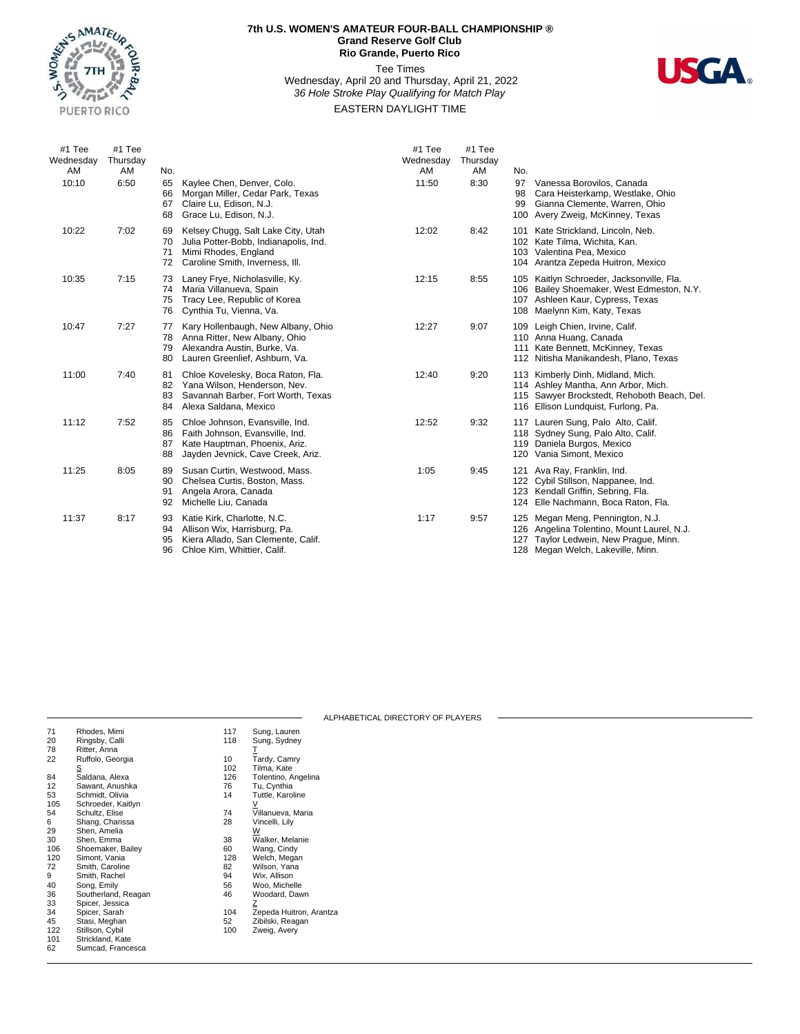**7th U.S. WOMEN'S AMATEUR FOUR-BALL CHAMPIONSHIP ®**
**Grand Reserve Golf Club**
**Rio Grande, Puerto Rico**

Tee Times
Wednesday, April 20 and Thursday, April 21, 2022
*36 Hole Stroke Play Qualifying for Match Play*
EASTERN DAYLIGHT TIME

| #1 Tee Wednesday AM | #1 Tee Thursday AM | No. | Player |
|---|---|---|---|
| 10:10 | 6:50 | 65 | Kaylee Chen, Denver, Colo. |
| | | 66 | Morgan Miller, Cedar Park, Texas |
| | | 67 | Claire Lu, Edison, N.J. |
| | | 68 | Grace Lu, Edison, N.J. |
| 10:22 | 7:02 | 69 | Kelsey Chugg, Salt Lake City, Utah |
| | | 70 | Julia Potter-Bobb, Indianapolis, Ind. |
| | | 71 | Mimi Rhodes, England |
| | | 72 | Caroline Smith, Inverness, Ill. |
| 10:35 | 7:15 | 73 | Laney Frye, Nicholasville, Ky. |
| | | 74 | Maria Villanueva, Spain |
| | | 75 | Tracy Lee, Republic of Korea |
| | | 76 | Cynthia Tu, Vienna, Va. |
| 10:47 | 7:27 | 77 | Kary Hollenbaugh, New Albany, Ohio |
| | | 78 | Anna Ritter, New Albany, Ohio |
| | | 79 | Alexandra Austin, Burke, Va. |
| | | 80 | Lauren Greenlief, Ashburn, Va. |
| 11:00 | 7:40 | 81 | Chloe Kovelesky, Boca Raton, Fla. |
| | | 82 | Yana Wilson, Henderson, Nev. |
| | | 83 | Savannah Barber, Fort Worth, Texas |
| | | 84 | Alexa Saldana, Mexico |
| 11:12 | 7:52 | 85 | Chloe Johnson, Evansville, Ind. |
| | | 86 | Faith Johnson, Evansville, Ind. |
| | | 87 | Kate Hauptman, Phoenix, Ariz. |
| | | 88 | Jayden Jevnick, Cave Creek, Ariz. |
| 11:25 | 8:05 | 89 | Susan Curtin, Westwood, Mass. |
| | | 90 | Chelsea Curtis, Boston, Mass. |
| | | 91 | Angela Arora, Canada |
| | | 92 | Michelle Liu, Canada |
| 11:37 | 8:17 | 93 | Katie Kirk, Charlotte, N.C. |
| | | 94 | Allison Wix, Harrisburg, Pa. |
| | | 95 | Kiera Allado, San Clemente, Calif. |
| | | 96 | Chloe Kim, Whittier, Calif. |

| #1 Tee Wednesday AM | #1 Tee Thursday AM | No. | Player |
|---|---|---|---|
| 11:50 | 8:30 | 97 | Vanessa Borovilos, Canada |
| | | 98 | Cara Heisterkamp, Westlake, Ohio |
| | | 99 | Gianna Clemente, Warren, Ohio |
| | | 100 | Avery Zweig, McKinney, Texas |
| 12:02 | 8:42 | 101 | Kate Strickland, Lincoln, Neb. |
| | | 102 | Kate Tilma, Wichita, Kan. |
| | | 103 | Valentina Pea, Mexico |
| | | 104 | Arantza Zepeda Huitron, Mexico |
| 12:15 | 8:55 | 105 | Kaitlyn Schroeder, Jacksonville, Fla. |
| | | 106 | Bailey Shoemaker, West Edmeston, N.Y. |
| | | 107 | Ashleen Kaur, Cypress, Texas |
| | | 108 | Maelynn Kim, Katy, Texas |
| 12:27 | 9:07 | 109 | Leigh Chien, Irvine, Calif. |
| | | 110 | Anna Huang, Canada |
| | | 111 | Kate Bennett, McKinney, Texas |
| | | 112 | Nitisha Manikandesh, Plano, Texas |
| 12:40 | 9:20 | 113 | Kimberly Dinh, Midland, Mich. |
| | | 114 | Ashley Mantha, Ann Arbor, Mich. |
| | | 115 | Sawyer Brockstedt, Rehoboth Beach, Del. |
| | | 116 | Ellison Lundquist, Furlong, Pa. |
| 12:52 | 9:32 | 117 | Lauren Sung, Palo Alto, Calif. |
| | | 118 | Sydney Sung, Palo Alto, Calif. |
| | | 119 | Daniela Burgos, Mexico |
| | | 120 | Vania Simont, Mexico |
| 1:05 | 9:45 | 121 | Ava Ray, Franklin, Ind. |
| | | 122 | Cybil Stillson, Nappanee, Ind. |
| | | 123 | Kendall Griffin, Sebring, Fla. |
| | | 124 | Elle Nachmann, Boca Raton, Fla. |
| 1:17 | 9:57 | 125 | Megan Meng, Pennington, N.J. |
| | | 126 | Angelina Tolentino, Mount Laurel, N.J. |
| | | 127 | Taylor Ledwein, New Prague, Minn. |
| | | 128 | Megan Welch, Lakeville, Minn. |

ALPHABETICAL DIRECTORY OF PLAYERS

| | |
|---|---|
| 71 | Rhodes, Mimi |
| 20 | Ringsby, Calli |
| 78 | Ritter, Anna |
| 22 | Ruffolo, Georgia |
| | S |
| 84 | Saldana, Alexa |
| 12 | Sawant, Anushka |
| 53 | Schmidt, Olivia |
| 105 | Schroeder, Kaitlyn |
| 54 | Schultz, Elise |
| 6 | Shang, Charissa |
| 29 | Shen, Amelia |
| 30 | Shen, Emma |
| 106 | Shoemaker, Bailey |
| 120 | Simont, Vania |
| 72 | Smith, Caroline |
| 9 | Smith, Rachel |
| 40 | Song, Emily |
| 36 | Southerland, Reagan |
| 33 | Spicer, Jessica |
| 34 | Spicer, Sarah |
| 45 | Stasi, Meghan |
| 122 | Stillson, Cybil |
| 101 | Strickland, Kate |
| 62 | Sumcad, Francesca |
| 117 | Sung, Lauren |
| 118 | Sung, Sydney |
| | T |
| 10 | Tardy, Camry |
| 102 | Tilma, Kate |
| 126 | Tolentino, Angelina |
| 76 | Tu, Cynthia |
| 14 | Tuttle, Karoline |
| | V |
| 74 | Villanueva, Maria |
| 28 | Vincelli, Lily |
| | W |
| 38 | Walker, Melanie |
| 60 | Wang, Cindy |
| 128 | Welch, Megan |
| 82 | Wilson, Yana |
| 94 | Wix, Allison |
| 56 | Woo, Michelle |
| 46 | Woodard, Dawn |
| | Z |
| 104 | Zepeda Huitron, Arantza |
| 52 | Zibilski, Reagan |
| 100 | Zweig, Avery |